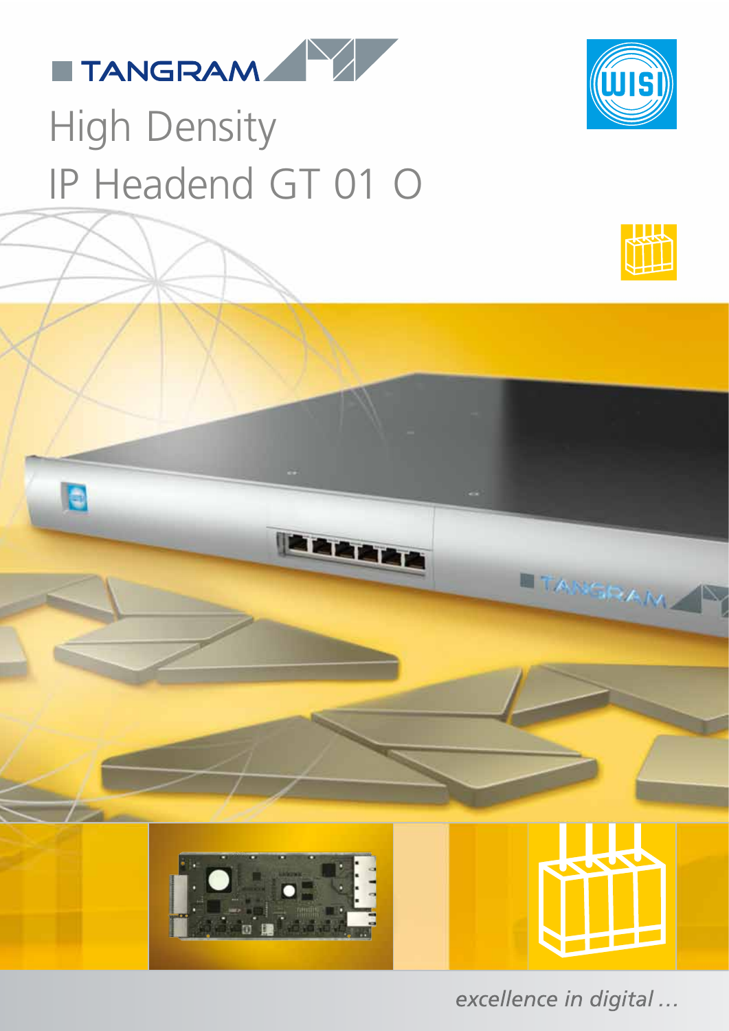TANGRAM

# High Density IP Headend GT 01 O

*excellence in digital ...*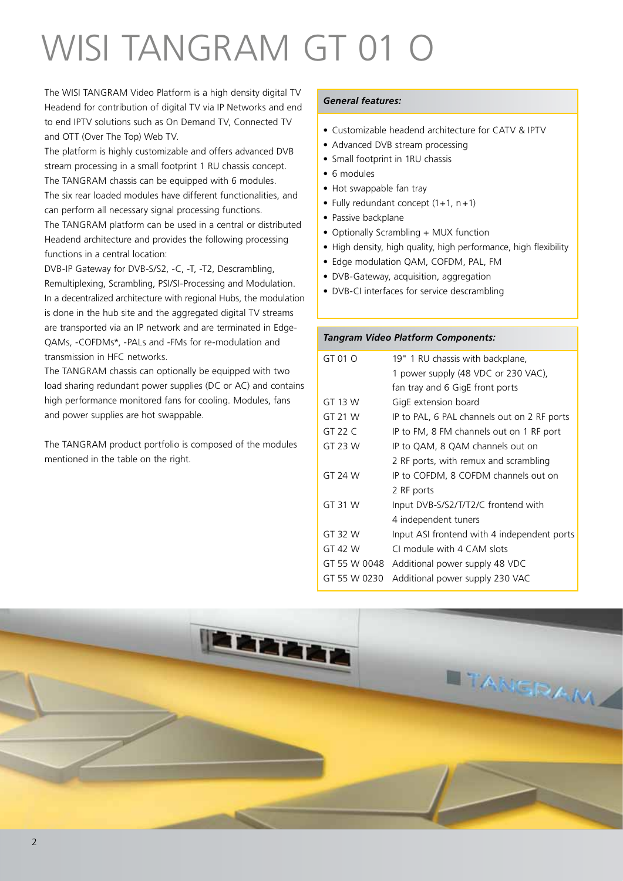# WISI TANGRAM GT 01 O

The WISI TANGRAM Video Platform is a high density digital TV Headend for contribution of digital TV via IP Networks and end to end IPTV solutions such as On Demand TV, Connected TV and OTT (Over The Top) Web TV.

The platform is highly customizable and offers advanced DVB stream processing in a small footprint 1 RU chassis concept.

The TANGRAM chassis can be equipped with 6 modules.

The six rear loaded modules have different functionalities, and can perform all necessary signal processing functions.

The TANGRAM platform can be used in a central or distributed Headend architecture and provides the following processing functions in a central location:

DVB-IP Gateway for DVB-S/S2, -C, -T, -T2, Descrambling, Remultiplexing, Scrambling, PSI/SI-Processing and Modulation. In a decentralized architecture with regional Hubs, the modulation is done in the hub site and the aggregated digital TV streams are transported via an IP network and are terminated in Edge-QAMs, -COFDMs*, -PALs and -FMs for re-modulation and transmission in HFC networks.

The TANGRAM chassis can optionally be equipped with two load sharing redundant power supplies (DC or AC) and contains high performance monitored fans for cooling. Modules, fans and power supplies are hot swappable.

The TANGRAM product portfolio is composed of the modules mentioned in the table on the right.

***General features:***

- Customizable headend architecture for CATV & IPTV
- Advanced DVB stream processing
- Small footprint in 1RU chassis
- 6 modules
- Hot swappable fan tray
- Fully redundant concept (1+1, n+1)
- Passive backplane
- Optionally Scrambling + MUX function
- High density, high quality, high performance, high flexibility
- Edge modulation QAM, COFDM, PAL, FM
- DVB-Gateway, acquisition, aggregation
- DVB-CI interfaces for service descrambling

***Tangram Video Platform Components:***

| | |
|---|---|
| GT 01 O | 19" 1 RU chassis with backplane, 1 power supply (48 VDC or 230 VAC), fan tray and 6 GigE front ports |
| GT 13 W | GigE extension board |
| GT 21 W | IP to PAL, 6 PAL channels out on 2 RF ports |
| GT 22 C | IP to FM, 8 FM channels out on 1 RF port |
| GT 23 W | IP to QAM, 8 QAM channels out on 2 RF ports, with remux and scrambling |
| GT 24 W | IP to COFDM, 8 COFDM channels out on 2 RF ports |
| GT 31 W | Input DVB-S/S2/T/T2/C frontend with 4 independent tuners |
| GT 32 W | Input ASI frontend with 4 independent ports |
| GT 42 W | CI module with 4 CAM slots |
| GT 55 W 0048 | Additional power supply 48 VDC |
| GT 55 W 0230 | Additional power supply 230 VAC |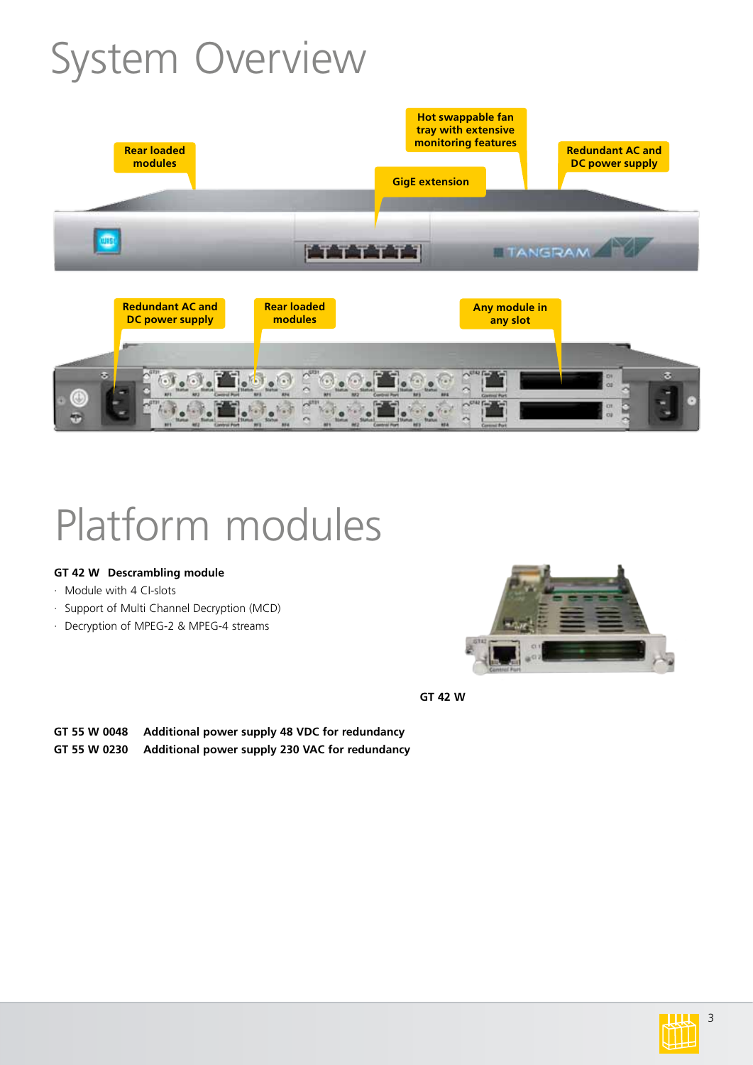# System Overview

Rear loaded modules

Hot swappable fan tray with extensive monitoring features

Redundant AC and DC power supply

GigE extension

Redundant AC and DC power supply

Rear loaded modules

Any module in any slot

# Platform modules

**GT 42 W Descrambling module**

- Module with 4 CI-slots
- Support of Multi Channel Decryption (MCD)
- Decryption of MPEG-2 & MPEG-4 streams

**GT 42 W**

**GT 55 W 0048 Additional power supply 48 VDC for redundancy**
**GT 55 W 0230 Additional power supply 230 VAC for redundancy**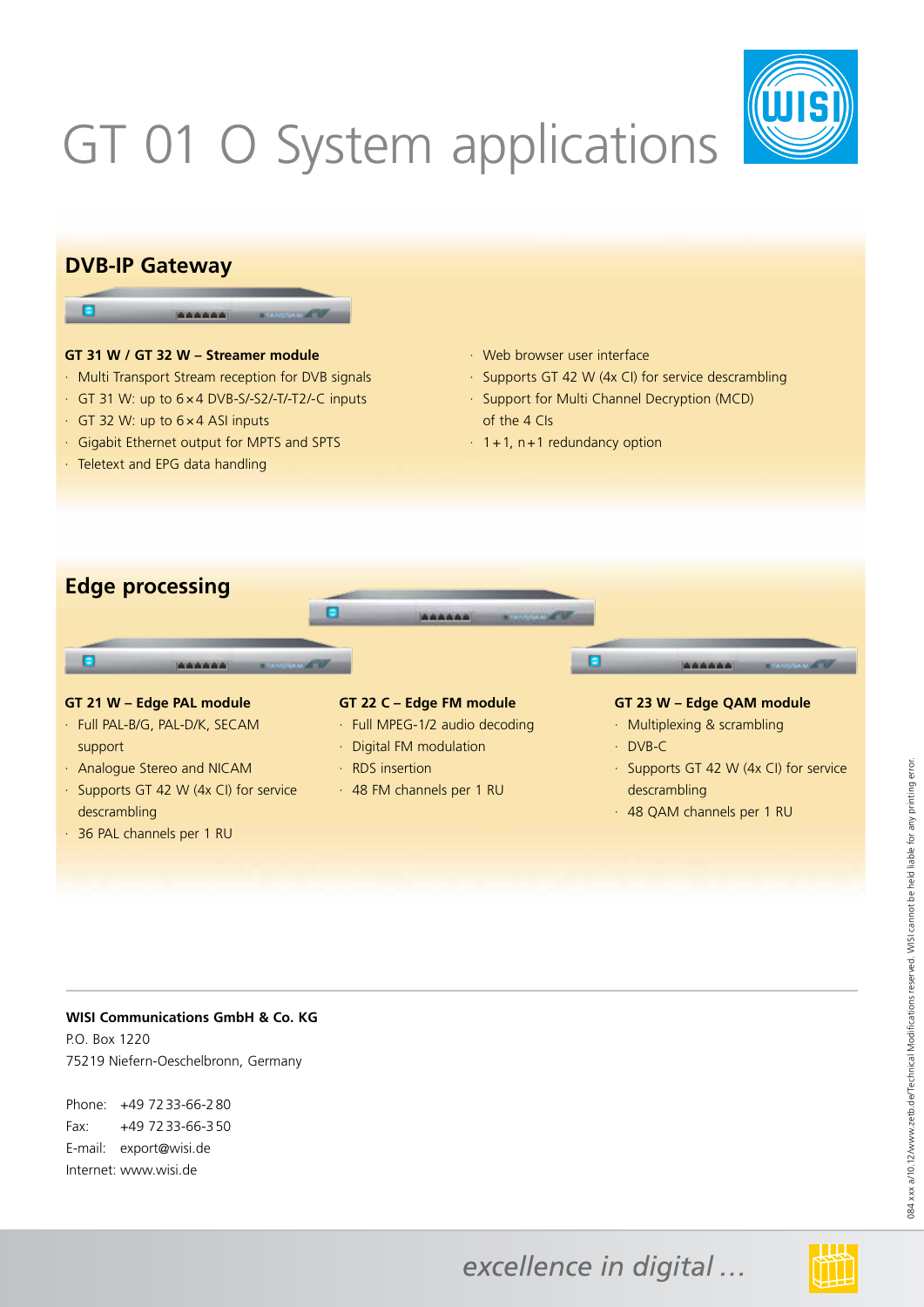# GT 01 O System applications

## DVB-IP Gateway

**GT 31 W / GT 32 W – Streamer module**

- Multi Transport Stream reception for DVB signals
- GT 31 W: up to 6 × 4 DVB-S/-S2/-T/-T2/-C inputs
- GT 32 W: up to 6 × 4 ASI inputs
- Gigabit Ethernet output for MPTS and SPTS
- Teletext and EPG data handling
- Web browser user interface
- Supports GT 42 W (4x CI) for service descrambling
- Support for Multi Channel Decryption (MCD) of the 4 CIs
- 1 + 1, n + 1 redundancy option

## Edge processing

**GT 21 W – Edge PAL module**

- Full PAL-B/G, PAL-D/K, SECAM support
- Analogue Stereo and NICAM
- Supports GT 42 W (4x CI) for service descrambling
- 36 PAL channels per 1 RU

**GT 22 C – Edge FM module**

- Full MPEG-1/2 audio decoding
- Digital FM modulation
- RDS insertion
- 48 FM channels per 1 RU

**GT 23 W – Edge QAM module**

- Multiplexing & scrambling
- DVB-C
- Supports GT 42 W (4x CI) for service descrambling
- 48 QAM channels per 1 RU

**WISI Communications GmbH & Co. KG**
P.O. Box 1220
75219 Niefern-Oeschelbronn, Germany

Phone: +49 72 33-66-2 80
Fax: +49 72 33-66-3 50
E-mail: export@wisi.de
Internet: www.wisi.de

084 xxx a/10.12/www.zetb.de/Technical Modifications reserved. WISI cannot be held liable for any printing error.

*excellence in digital …*